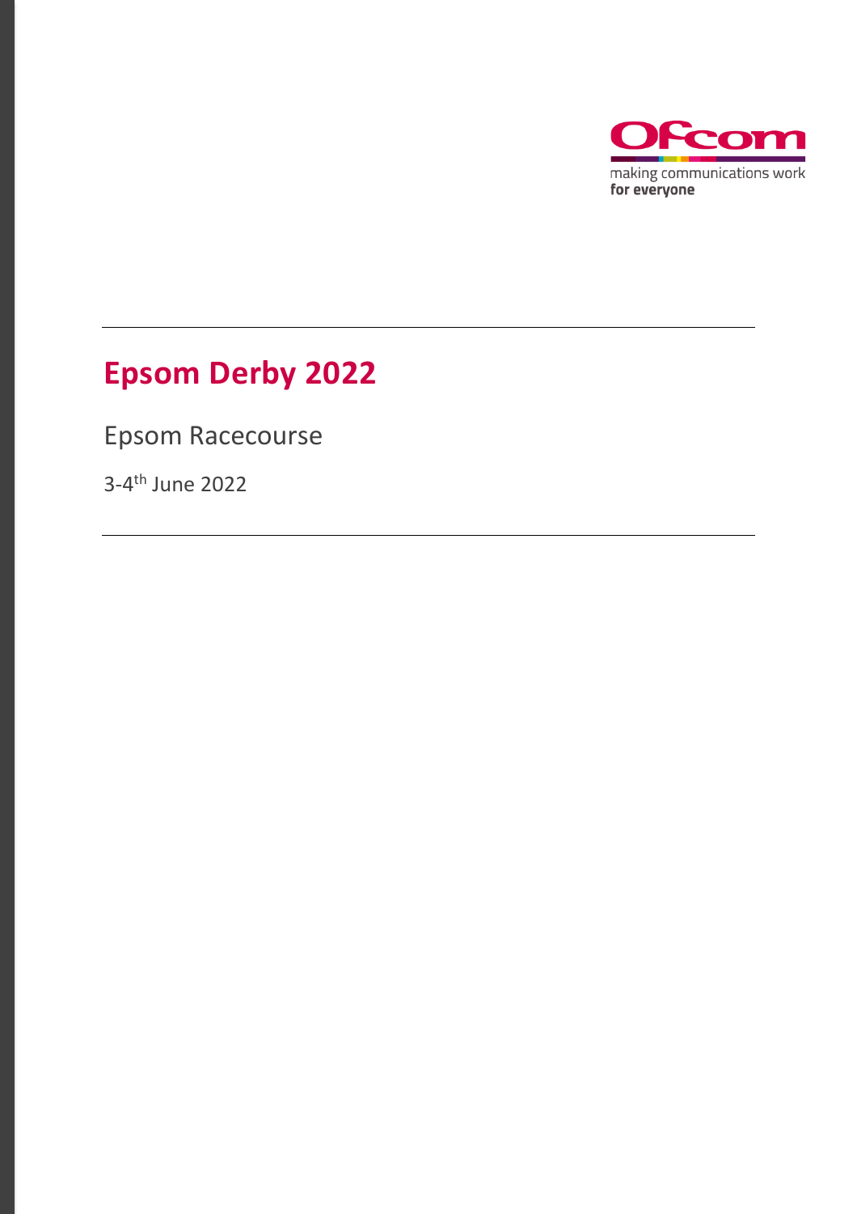Ofcom

making communications work
**for everyone**

# Epsom Derby 2022

Epsom Racecourse

3-4th June 2022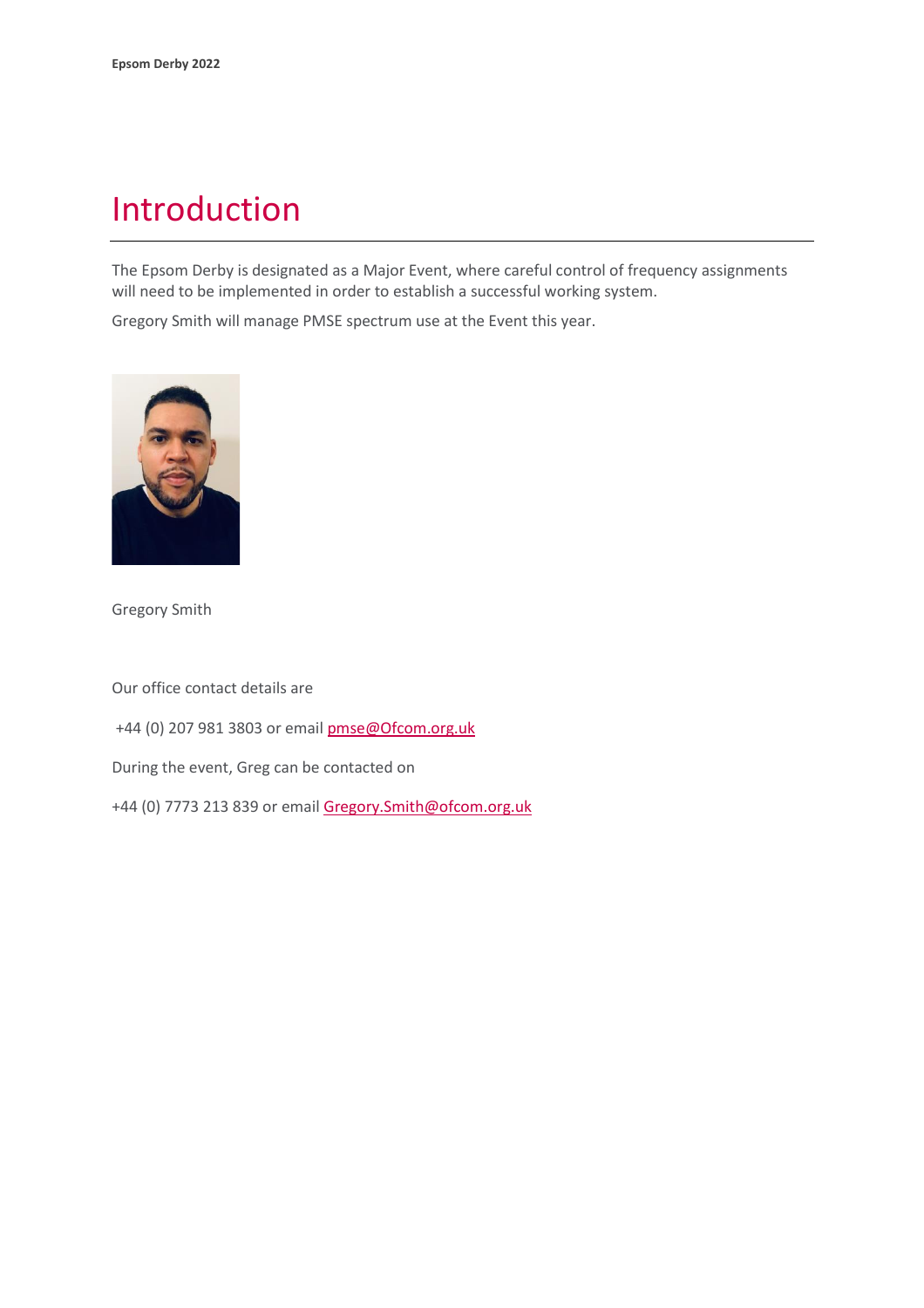# Introduction

The Epsom Derby is designated as a Major Event, where careful control of frequency assignments will need to be implemented in order to establish a successful working system.

Gregory Smith will manage PMSE spectrum use at the Event this year.

Gregory Smith

Our office contact details are

+44 (0) 207 981 3803 or email pmse@Ofcom.org.uk

During the event, Greg can be contacted on

+44 (0) 7773 213 839 or email Gregory.Smith@ofcom.org.uk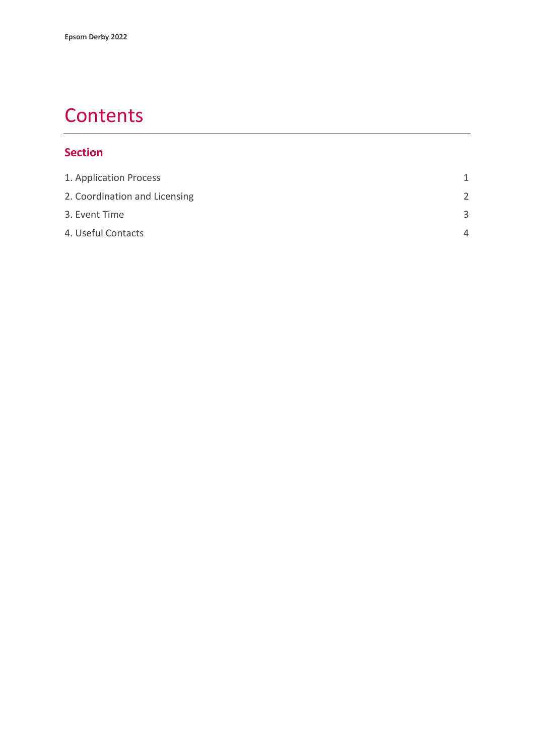# Contents

## Section

| | |
|---|---|
| 1. Application Process | 1 |
| 2. Coordination and Licensing | 2 |
| 3. Event Time | 3 |
| 4. Useful Contacts | 4 |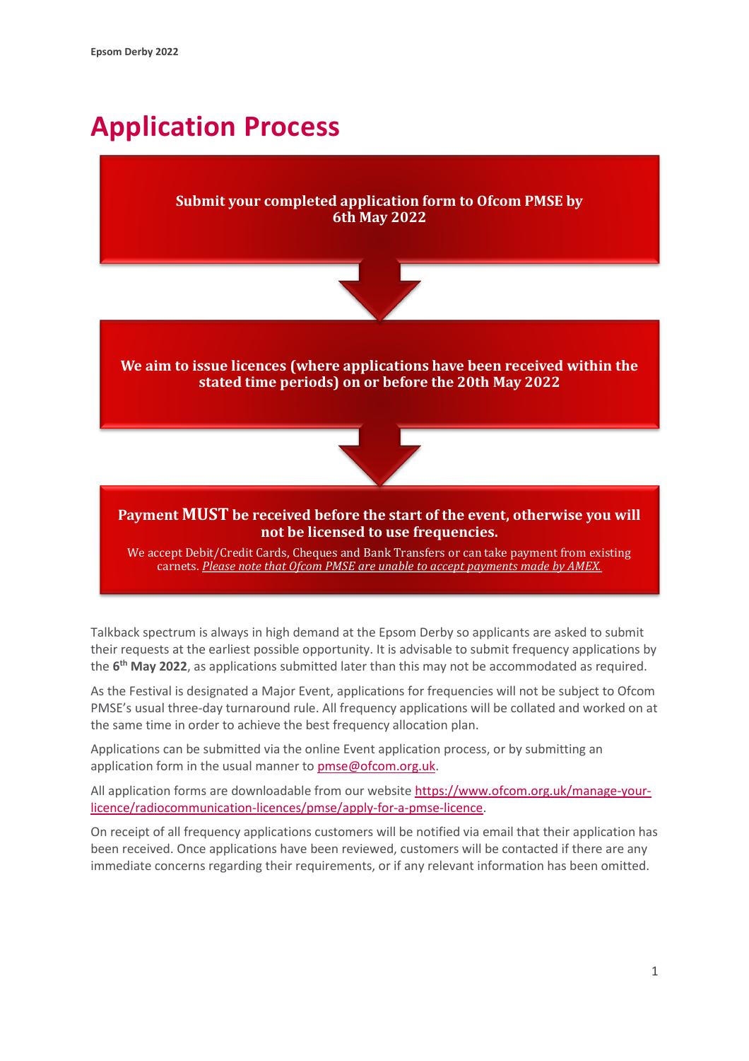# Application Process

**Submit your completed application form to Ofcom PMSE by 6th May 2022**

**We aim to issue licences (where applications have been received within the stated time periods) on or before the 20th May 2022**

**Payment MUST be received before the start of the event, otherwise you will not be licensed to use frequencies.**

We accept Debit/Credit Cards, Cheques and Bank Transfers or can take payment from existing carnets. *Please note that Ofcom PMSE are unable to accept payments made by AMEX.*

Talkback spectrum is always in high demand at the Epsom Derby so applicants are asked to submit their requests at the earliest possible opportunity. It is advisable to submit frequency applications by the **6th May 2022**, as applications submitted later than this may not be accommodated as required.

As the Festival is designated a Major Event, applications for frequencies will not be subject to Ofcom PMSE's usual three-day turnaround rule. All frequency applications will be collated and worked on at the same time in order to achieve the best frequency allocation plan.

Applications can be submitted via the online Event application process, or by submitting an application form in the usual manner to pmse@ofcom.org.uk.

All application forms are downloadable from our website https://www.ofcom.org.uk/manage-your-licence/radiocommunication-licences/pmse/apply-for-a-pmse-licence.

On receipt of all frequency applications customers will be notified via email that their application has been received. Once applications have been reviewed, customers will be contacted if there are any immediate concerns regarding their requirements, or if any relevant information has been omitted.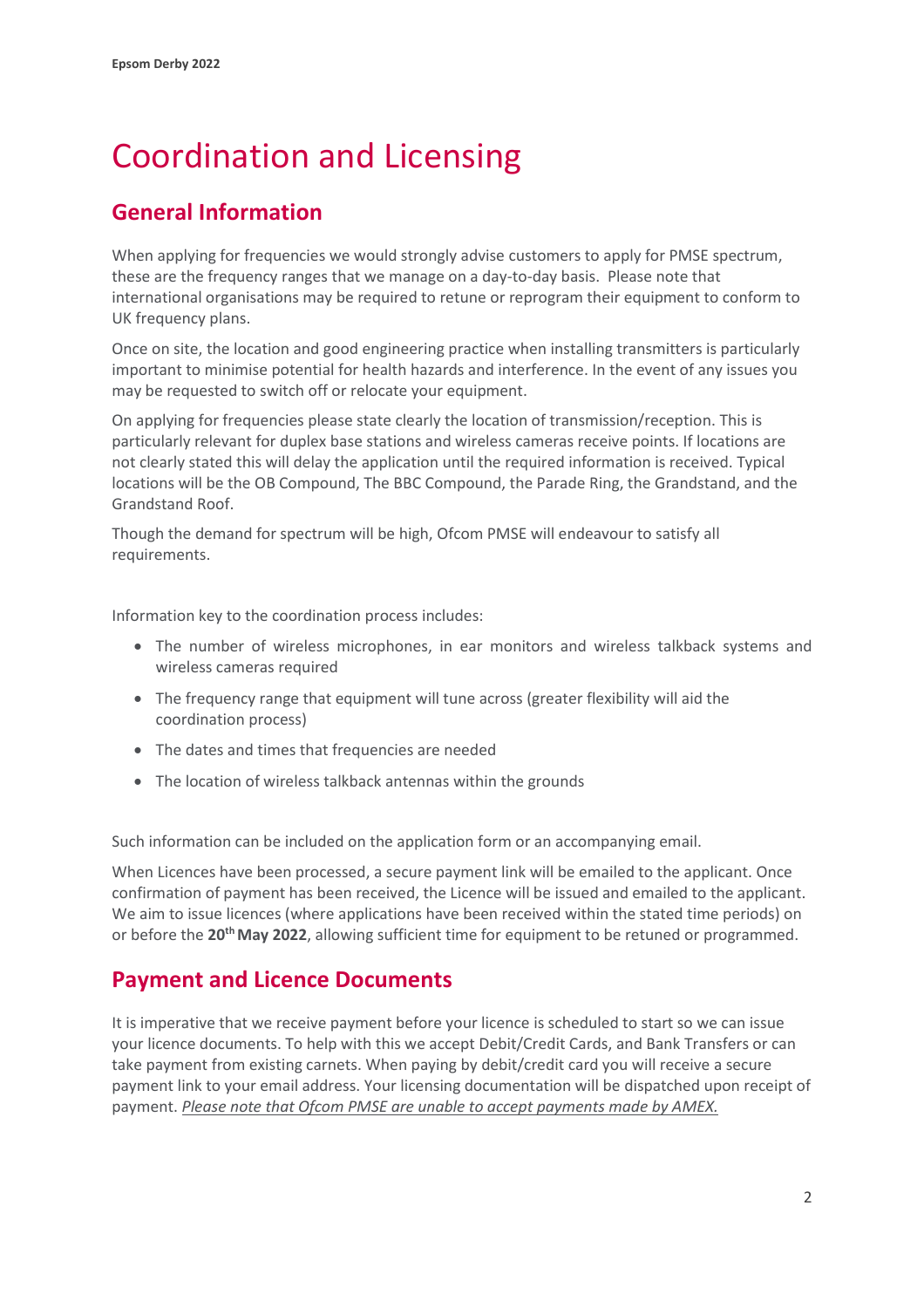# Coordination and Licensing

## General Information

When applying for frequencies we would strongly advise customers to apply for PMSE spectrum, these are the frequency ranges that we manage on a day-to-day basis. Please note that international organisations may be required to retune or reprogram their equipment to conform to UK frequency plans.

Once on site, the location and good engineering practice when installing transmitters is particularly important to minimise potential for health hazards and interference. In the event of any issues you may be requested to switch off or relocate your equipment.

On applying for frequencies please state clearly the location of transmission/reception. This is particularly relevant for duplex base stations and wireless cameras receive points. If locations are not clearly stated this will delay the application until the required information is received. Typical locations will be the OB Compound, The BBC Compound, the Parade Ring, the Grandstand, and the Grandstand Roof.

Though the demand for spectrum will be high, Ofcom PMSE will endeavour to satisfy all requirements.

Information key to the coordination process includes:

- The number of wireless microphones, in ear monitors and wireless talkback systems and wireless cameras required
- The frequency range that equipment will tune across (greater flexibility will aid the coordination process)
- The dates and times that frequencies are needed
- The location of wireless talkback antennas within the grounds

Such information can be included on the application form or an accompanying email.

When Licences have been processed, a secure payment link will be emailed to the applicant. Once confirmation of payment has been received, the Licence will be issued and emailed to the applicant. We aim to issue licences (where applications have been received within the stated time periods) on or before the **20th May 2022**, allowing sufficient time for equipment to be retuned or programmed.

## Payment and Licence Documents

It is imperative that we receive payment before your licence is scheduled to start so we can issue your licence documents. To help with this we accept Debit/Credit Cards, and Bank Transfers or can take payment from existing carnets. When paying by debit/credit card you will receive a secure payment link to your email address. Your licensing documentation will be dispatched upon receipt of payment. *Please note that Ofcom PMSE are unable to accept payments made by AMEX.*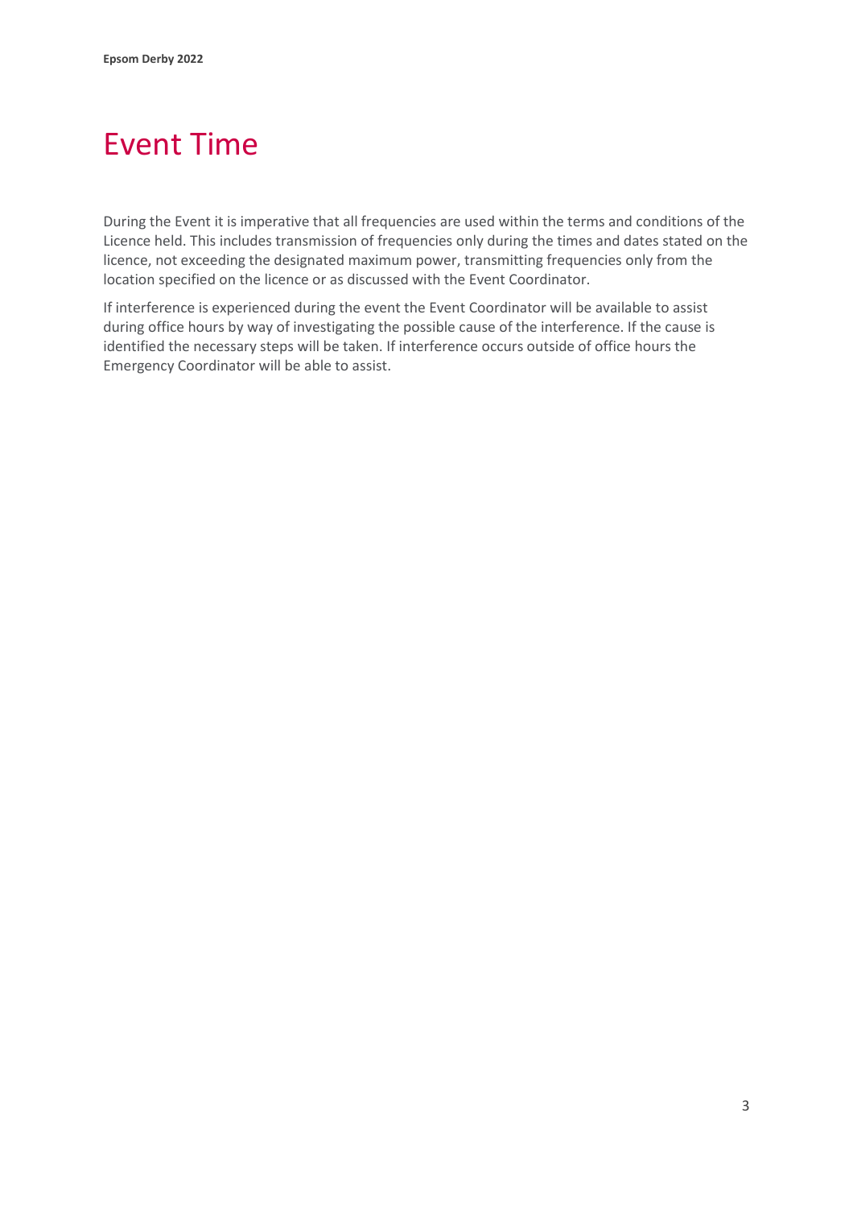# Event Time

During the Event it is imperative that all frequencies are used within the terms and conditions of the Licence held. This includes transmission of frequencies only during the times and dates stated on the licence, not exceeding the designated maximum power, transmitting frequencies only from the location specified on the licence or as discussed with the Event Coordinator.

If interference is experienced during the event the Event Coordinator will be available to assist during office hours by way of investigating the possible cause of the interference. If the cause is identified the necessary steps will be taken. If interference occurs outside of office hours the Emergency Coordinator will be able to assist.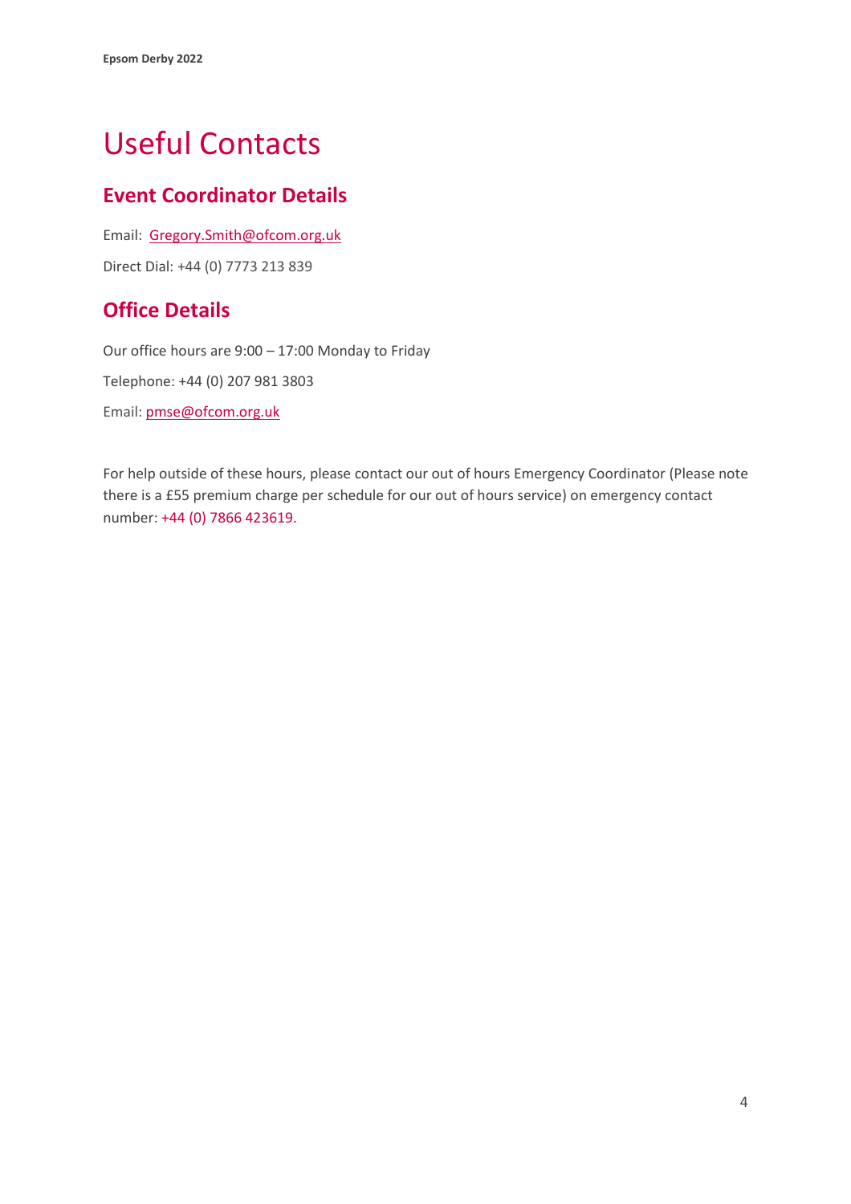# Useful Contacts

## Event Coordinator Details

Email: Gregory.Smith@ofcom.org.uk

Direct Dial: +44 (0) 7773 213 839

## Office Details

Our office hours are 9:00 – 17:00 Monday to Friday

Telephone: +44 (0) 207 981 3803

Email: pmse@ofcom.org.uk

For help outside of these hours, please contact our out of hours Emergency Coordinator (Please note there is a £55 premium charge per schedule for our out of hours service) on emergency contact number: +44 (0) 7866 423619.